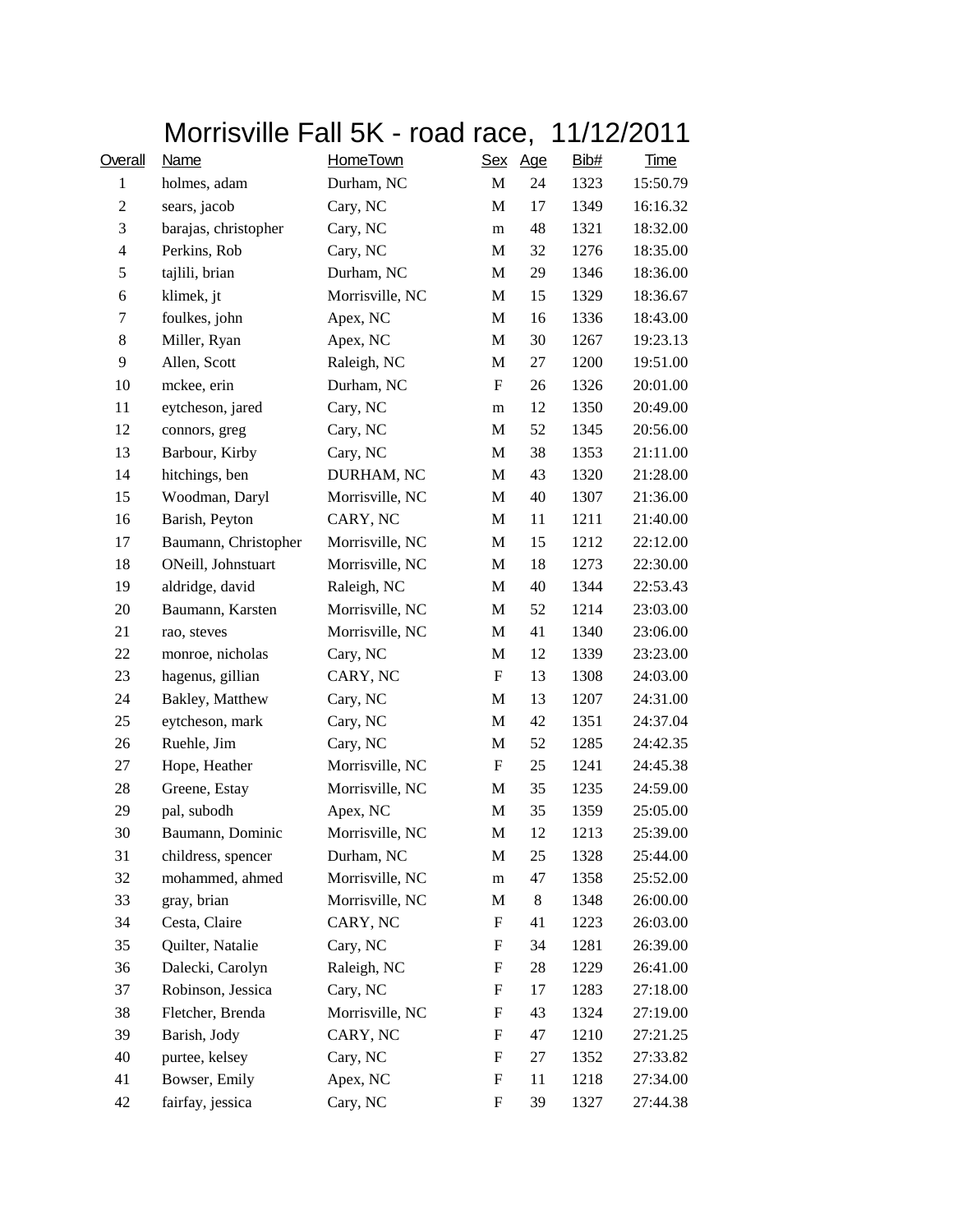# Morrisville Fall 5K - road race, 11/12/2011

| Overall | Name | HomeTown | Sex | Age | Bib# | Time |
|---|---|---|---|---|---|---|
| 1 | holmes, adam | Durham, NC | M | 24 | 1323 | 15:50.79 |
| 2 | sears, jacob | Cary, NC | M | 17 | 1349 | 16:16.32 |
| 3 | barajas, christopher | Cary, NC | m | 48 | 1321 | 18:32.00 |
| 4 | Perkins, Rob | Cary, NC | M | 32 | 1276 | 18:35.00 |
| 5 | tajlili, brian | Durham, NC | M | 29 | 1346 | 18:36.00 |
| 6 | klimek, jt | Morrisville, NC | M | 15 | 1329 | 18:36.67 |
| 7 | foulkes, john | Apex, NC | M | 16 | 1336 | 18:43.00 |
| 8 | Miller, Ryan | Apex, NC | M | 30 | 1267 | 19:23.13 |
| 9 | Allen, Scott | Raleigh, NC | M | 27 | 1200 | 19:51.00 |
| 10 | mckee, erin | Durham, NC | F | 26 | 1326 | 20:01.00 |
| 11 | eytcheson, jared | Cary, NC | m | 12 | 1350 | 20:49.00 |
| 12 | connors, greg | Cary, NC | M | 52 | 1345 | 20:56.00 |
| 13 | Barbour, Kirby | Cary, NC | M | 38 | 1353 | 21:11.00 |
| 14 | hitchings, ben | DURHAM, NC | M | 43 | 1320 | 21:28.00 |
| 15 | Woodman, Daryl | Morrisville, NC | M | 40 | 1307 | 21:36.00 |
| 16 | Barish, Peyton | CARY, NC | M | 11 | 1211 | 21:40.00 |
| 17 | Baumann, Christopher | Morrisville, NC | M | 15 | 1212 | 22:12.00 |
| 18 | ONeill, Johnstuart | Morrisville, NC | M | 18 | 1273 | 22:30.00 |
| 19 | aldridge, david | Raleigh, NC | M | 40 | 1344 | 22:53.43 |
| 20 | Baumann, Karsten | Morrisville, NC | M | 52 | 1214 | 23:03.00 |
| 21 | rao, steves | Morrisville, NC | M | 41 | 1340 | 23:06.00 |
| 22 | monroe, nicholas | Cary, NC | M | 12 | 1339 | 23:23.00 |
| 23 | hagenus, gillian | CARY, NC | F | 13 | 1308 | 24:03.00 |
| 24 | Bakley, Matthew | Cary, NC | M | 13 | 1207 | 24:31.00 |
| 25 | eytcheson, mark | Cary, NC | M | 42 | 1351 | 24:37.04 |
| 26 | Ruehle, Jim | Cary, NC | M | 52 | 1285 | 24:42.35 |
| 27 | Hope, Heather | Morrisville, NC | F | 25 | 1241 | 24:45.38 |
| 28 | Greene, Estay | Morrisville, NC | M | 35 | 1235 | 24:59.00 |
| 29 | pal, subodh | Apex, NC | M | 35 | 1359 | 25:05.00 |
| 30 | Baumann, Dominic | Morrisville, NC | M | 12 | 1213 | 25:39.00 |
| 31 | childress, spencer | Durham, NC | M | 25 | 1328 | 25:44.00 |
| 32 | mohammed, ahmed | Morrisville, NC | m | 47 | 1358 | 25:52.00 |
| 33 | gray, brian | Morrisville, NC | M | 8 | 1348 | 26:00.00 |
| 34 | Cesta, Claire | CARY, NC | F | 41 | 1223 | 26:03.00 |
| 35 | Quilter, Natalie | Cary, NC | F | 34 | 1281 | 26:39.00 |
| 36 | Dalecki, Carolyn | Raleigh, NC | F | 28 | 1229 | 26:41.00 |
| 37 | Robinson, Jessica | Cary, NC | F | 17 | 1283 | 27:18.00 |
| 38 | Fletcher, Brenda | Morrisville, NC | F | 43 | 1324 | 27:19.00 |
| 39 | Barish, Jody | CARY, NC | F | 47 | 1210 | 27:21.25 |
| 40 | purtee, kelsey | Cary, NC | F | 27 | 1352 | 27:33.82 |
| 41 | Bowser, Emily | Apex, NC | F | 11 | 1218 | 27:34.00 |
| 42 | fairfay, jessica | Cary, NC | F | 39 | 1327 | 27:44.38 |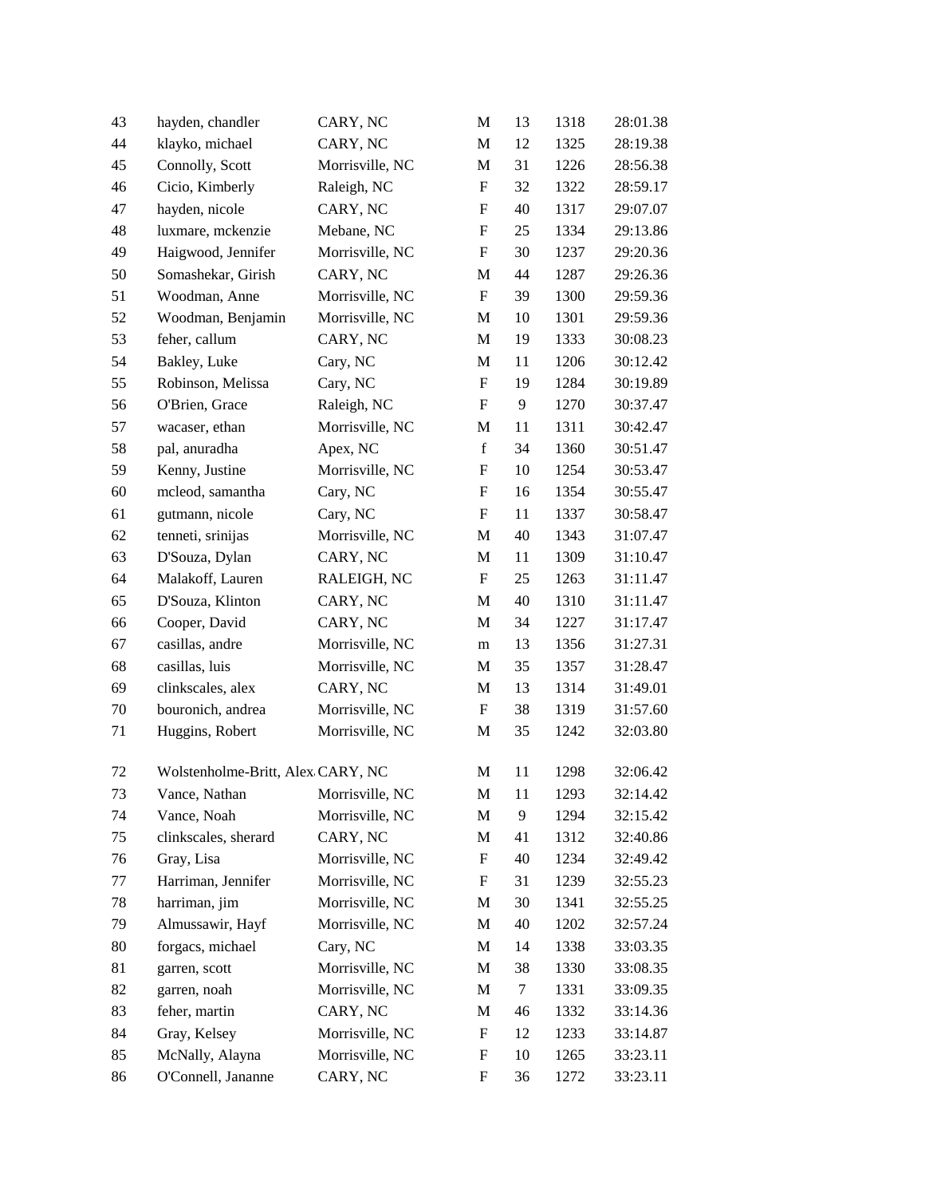| | | | | | | |
|---|---|---|---|---|---|---|
| 43 | hayden, chandler | CARY, NC | M | 13 | 1318 | 28:01.38 |
| 44 | klayko, michael | CARY, NC | M | 12 | 1325 | 28:19.38 |
| 45 | Connolly, Scott | Morrisville, NC | M | 31 | 1226 | 28:56.38 |
| 46 | Cicio, Kimberly | Raleigh, NC | F | 32 | 1322 | 28:59.17 |
| 47 | hayden, nicole | CARY, NC | F | 40 | 1317 | 29:07.07 |
| 48 | luxmare, mckenzie | Mebane, NC | F | 25 | 1334 | 29:13.86 |
| 49 | Haigwood, Jennifer | Morrisville, NC | F | 30 | 1237 | 29:20.36 |
| 50 | Somashekar, Girish | CARY, NC | M | 44 | 1287 | 29:26.36 |
| 51 | Woodman, Anne | Morrisville, NC | F | 39 | 1300 | 29:59.36 |
| 52 | Woodman, Benjamin | Morrisville, NC | M | 10 | 1301 | 29:59.36 |
| 53 | feher, callum | CARY, NC | M | 19 | 1333 | 30:08.23 |
| 54 | Bakley, Luke | Cary, NC | M | 11 | 1206 | 30:12.42 |
| 55 | Robinson, Melissa | Cary, NC | F | 19 | 1284 | 30:19.89 |
| 56 | O'Brien, Grace | Raleigh, NC | F | 9 | 1270 | 30:37.47 |
| 57 | wacaser, ethan | Morrisville, NC | M | 11 | 1311 | 30:42.47 |
| 58 | pal, anuradha | Apex, NC | f | 34 | 1360 | 30:51.47 |
| 59 | Kenny, Justine | Morrisville, NC | F | 10 | 1254 | 30:53.47 |
| 60 | mcleod, samantha | Cary, NC | F | 16 | 1354 | 30:55.47 |
| 61 | gutmann, nicole | Cary, NC | F | 11 | 1337 | 30:58.47 |
| 62 | tenneti, srinijas | Morrisville, NC | M | 40 | 1343 | 31:07.47 |
| 63 | D'Souza, Dylan | CARY, NC | M | 11 | 1309 | 31:10.47 |
| 64 | Malakoff, Lauren | RALEIGH, NC | F | 25 | 1263 | 31:11.47 |
| 65 | D'Souza, Klinton | CARY, NC | M | 40 | 1310 | 31:11.47 |
| 66 | Cooper, David | CARY, NC | M | 34 | 1227 | 31:17.47 |
| 67 | casillas, andre | Morrisville, NC | m | 13 | 1356 | 31:27.31 |
| 68 | casillas, luis | Morrisville, NC | M | 35 | 1357 | 31:28.47 |
| 69 | clinkscales, alex | CARY, NC | M | 13 | 1314 | 31:49.01 |
| 70 | bouronich, andrea | Morrisville, NC | F | 38 | 1319 | 31:57.60 |
| 71 | Huggins, Robert | Morrisville, NC | M | 35 | 1242 | 32:03.80 |
| 72 | Wolstenholme-Britt, Alex | CARY, NC | M | 11 | 1298 | 32:06.42 |
| 73 | Vance, Nathan | Morrisville, NC | M | 11 | 1293 | 32:14.42 |
| 74 | Vance, Noah | Morrisville, NC | M | 9 | 1294 | 32:15.42 |
| 75 | clinkscales, sherard | CARY, NC | M | 41 | 1312 | 32:40.86 |
| 76 | Gray, Lisa | Morrisville, NC | F | 40 | 1234 | 32:49.42 |
| 77 | Harriman, Jennifer | Morrisville, NC | F | 31 | 1239 | 32:55.23 |
| 78 | harriman, jim | Morrisville, NC | M | 30 | 1341 | 32:55.25 |
| 79 | Almussawir, Hayf | Morrisville, NC | M | 40 | 1202 | 32:57.24 |
| 80 | forgacs, michael | Cary, NC | M | 14 | 1338 | 33:03.35 |
| 81 | garren, scott | Morrisville, NC | M | 38 | 1330 | 33:08.35 |
| 82 | garren, noah | Morrisville, NC | M | 7 | 1331 | 33:09.35 |
| 83 | feher, martin | CARY, NC | M | 46 | 1332 | 33:14.36 |
| 84 | Gray, Kelsey | Morrisville, NC | F | 12 | 1233 | 33:14.87 |
| 85 | McNally, Alayna | Morrisville, NC | F | 10 | 1265 | 33:23.11 |
| 86 | O'Connell, Jananne | CARY, NC | F | 36 | 1272 | 33:23.11 |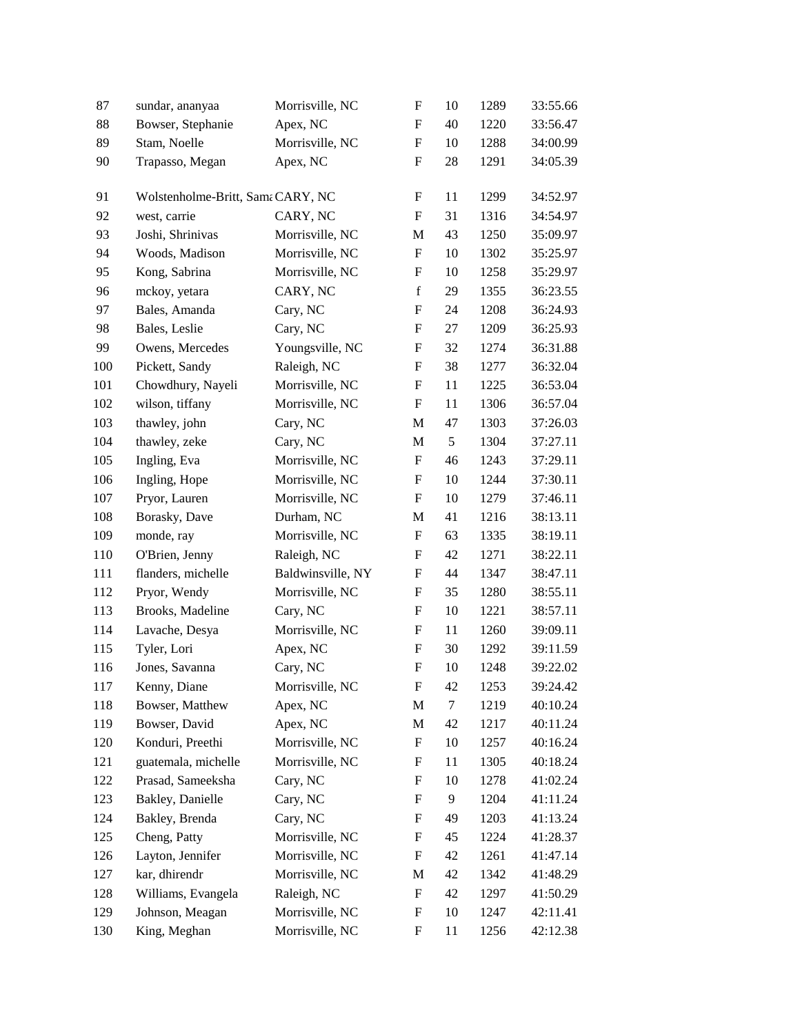| | | | | | | |
|---|---|---|---|---|---|---|
| 87 | sundar, ananyaa | Morrisville, NC | F | 10 | 1289 | 33:55.66 |
| 88 | Bowser, Stephanie | Apex, NC | F | 40 | 1220 | 33:56.47 |
| 89 | Stam, Noelle | Morrisville, NC | F | 10 | 1288 | 34:00.99 |
| 90 | Trapasso, Megan | Apex, NC | F | 28 | 1291 | 34:05.39 |
| 91 | Wolstenholme-Britt, Sama | CARY, NC | F | 11 | 1299 | 34:52.97 |
| 92 | west, carrie | CARY, NC | F | 31 | 1316 | 34:54.97 |
| 93 | Joshi, Shrinivas | Morrisville, NC | M | 43 | 1250 | 35:09.97 |
| 94 | Woods, Madison | Morrisville, NC | F | 10 | 1302 | 35:25.97 |
| 95 | Kong, Sabrina | Morrisville, NC | F | 10 | 1258 | 35:29.97 |
| 96 | mckoy, yetara | CARY, NC | f | 29 | 1355 | 36:23.55 |
| 97 | Bales, Amanda | Cary, NC | F | 24 | 1208 | 36:24.93 |
| 98 | Bales, Leslie | Cary, NC | F | 27 | 1209 | 36:25.93 |
| 99 | Owens, Mercedes | Youngsville, NC | F | 32 | 1274 | 36:31.88 |
| 100 | Pickett, Sandy | Raleigh, NC | F | 38 | 1277 | 36:32.04 |
| 101 | Chowdhury, Nayeli | Morrisville, NC | F | 11 | 1225 | 36:53.04 |
| 102 | wilson, tiffany | Morrisville, NC | F | 11 | 1306 | 36:57.04 |
| 103 | thawley, john | Cary, NC | M | 47 | 1303 | 37:26.03 |
| 104 | thawley, zeke | Cary, NC | M | 5 | 1304 | 37:27.11 |
| 105 | Ingling, Eva | Morrisville, NC | F | 46 | 1243 | 37:29.11 |
| 106 | Ingling, Hope | Morrisville, NC | F | 10 | 1244 | 37:30.11 |
| 107 | Pryor, Lauren | Morrisville, NC | F | 10 | 1279 | 37:46.11 |
| 108 | Borasky, Dave | Durham, NC | M | 41 | 1216 | 38:13.11 |
| 109 | monde, ray | Morrisville, NC | F | 63 | 1335 | 38:19.11 |
| 110 | O'Brien, Jenny | Raleigh, NC | F | 42 | 1271 | 38:22.11 |
| 111 | flanders, michelle | Baldwinsville, NY | F | 44 | 1347 | 38:47.11 |
| 112 | Pryor, Wendy | Morrisville, NC | F | 35 | 1280 | 38:55.11 |
| 113 | Brooks, Madeline | Cary, NC | F | 10 | 1221 | 38:57.11 |
| 114 | Lavache, Desya | Morrisville, NC | F | 11 | 1260 | 39:09.11 |
| 115 | Tyler, Lori | Apex, NC | F | 30 | 1292 | 39:11.59 |
| 116 | Jones, Savanna | Cary, NC | F | 10 | 1248 | 39:22.02 |
| 117 | Kenny, Diane | Morrisville, NC | F | 42 | 1253 | 39:24.42 |
| 118 | Bowser, Matthew | Apex, NC | M | 7 | 1219 | 40:10.24 |
| 119 | Bowser, David | Apex, NC | M | 42 | 1217 | 40:11.24 |
| 120 | Konduri, Preethi | Morrisville, NC | F | 10 | 1257 | 40:16.24 |
| 121 | guatemala, michelle | Morrisville, NC | F | 11 | 1305 | 40:18.24 |
| 122 | Prasad, Sameeksha | Cary, NC | F | 10 | 1278 | 41:02.24 |
| 123 | Bakley, Danielle | Cary, NC | F | 9 | 1204 | 41:11.24 |
| 124 | Bakley, Brenda | Cary, NC | F | 49 | 1203 | 41:13.24 |
| 125 | Cheng, Patty | Morrisville, NC | F | 45 | 1224 | 41:28.37 |
| 126 | Layton, Jennifer | Morrisville, NC | F | 42 | 1261 | 41:47.14 |
| 127 | kar, dhirendr | Morrisville, NC | M | 42 | 1342 | 41:48.29 |
| 128 | Williams, Evangela | Raleigh, NC | F | 42 | 1297 | 41:50.29 |
| 129 | Johnson, Meagan | Morrisville, NC | F | 10 | 1247 | 42:11.41 |
| 130 | King, Meghan | Morrisville, NC | F | 11 | 1256 | 42:12.38 |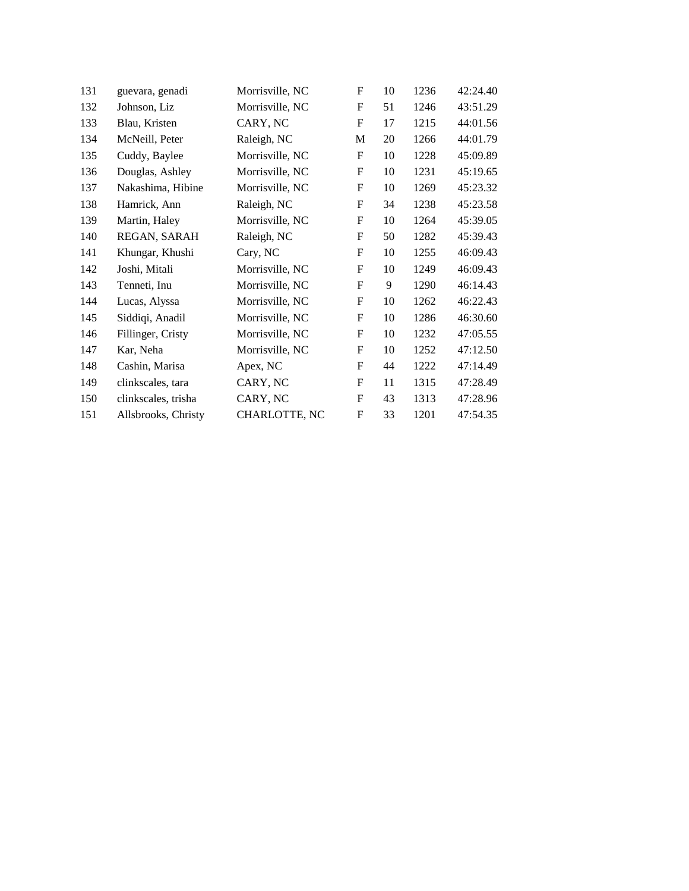| | | | | | | |
|---|---|---|---|---|---|---|
| 131 | guevara, genadi | Morrisville, NC | F | 10 | 1236 | 42:24.40 |
| 132 | Johnson, Liz | Morrisville, NC | F | 51 | 1246 | 43:51.29 |
| 133 | Blau, Kristen | CARY, NC | F | 17 | 1215 | 44:01.56 |
| 134 | McNeill, Peter | Raleigh, NC | M | 20 | 1266 | 44:01.79 |
| 135 | Cuddy, Baylee | Morrisville, NC | F | 10 | 1228 | 45:09.89 |
| 136 | Douglas, Ashley | Morrisville, NC | F | 10 | 1231 | 45:19.65 |
| 137 | Nakashima, Hibine | Morrisville, NC | F | 10 | 1269 | 45:23.32 |
| 138 | Hamrick, Ann | Raleigh, NC | F | 34 | 1238 | 45:23.58 |
| 139 | Martin, Haley | Morrisville, NC | F | 10 | 1264 | 45:39.05 |
| 140 | REGAN, SARAH | Raleigh, NC | F | 50 | 1282 | 45:39.43 |
| 141 | Khungar, Khushi | Cary, NC | F | 10 | 1255 | 46:09.43 |
| 142 | Joshi, Mitali | Morrisville, NC | F | 10 | 1249 | 46:09.43 |
| 143 | Tenneti, Inu | Morrisville, NC | F | 9 | 1290 | 46:14.43 |
| 144 | Lucas, Alyssa | Morrisville, NC | F | 10 | 1262 | 46:22.43 |
| 145 | Siddiqi, Anadil | Morrisville, NC | F | 10 | 1286 | 46:30.60 |
| 146 | Fillinger, Cristy | Morrisville, NC | F | 10 | 1232 | 47:05.55 |
| 147 | Kar, Neha | Morrisville, NC | F | 10 | 1252 | 47:12.50 |
| 148 | Cashin, Marisa | Apex, NC | F | 44 | 1222 | 47:14.49 |
| 149 | clinkscales, tara | CARY, NC | F | 11 | 1315 | 47:28.49 |
| 150 | clinkscales, trisha | CARY, NC | F | 43 | 1313 | 47:28.96 |
| 151 | Allsbrooks, Christy | CHARLOTTE, NC | F | 33 | 1201 | 47:54.35 |